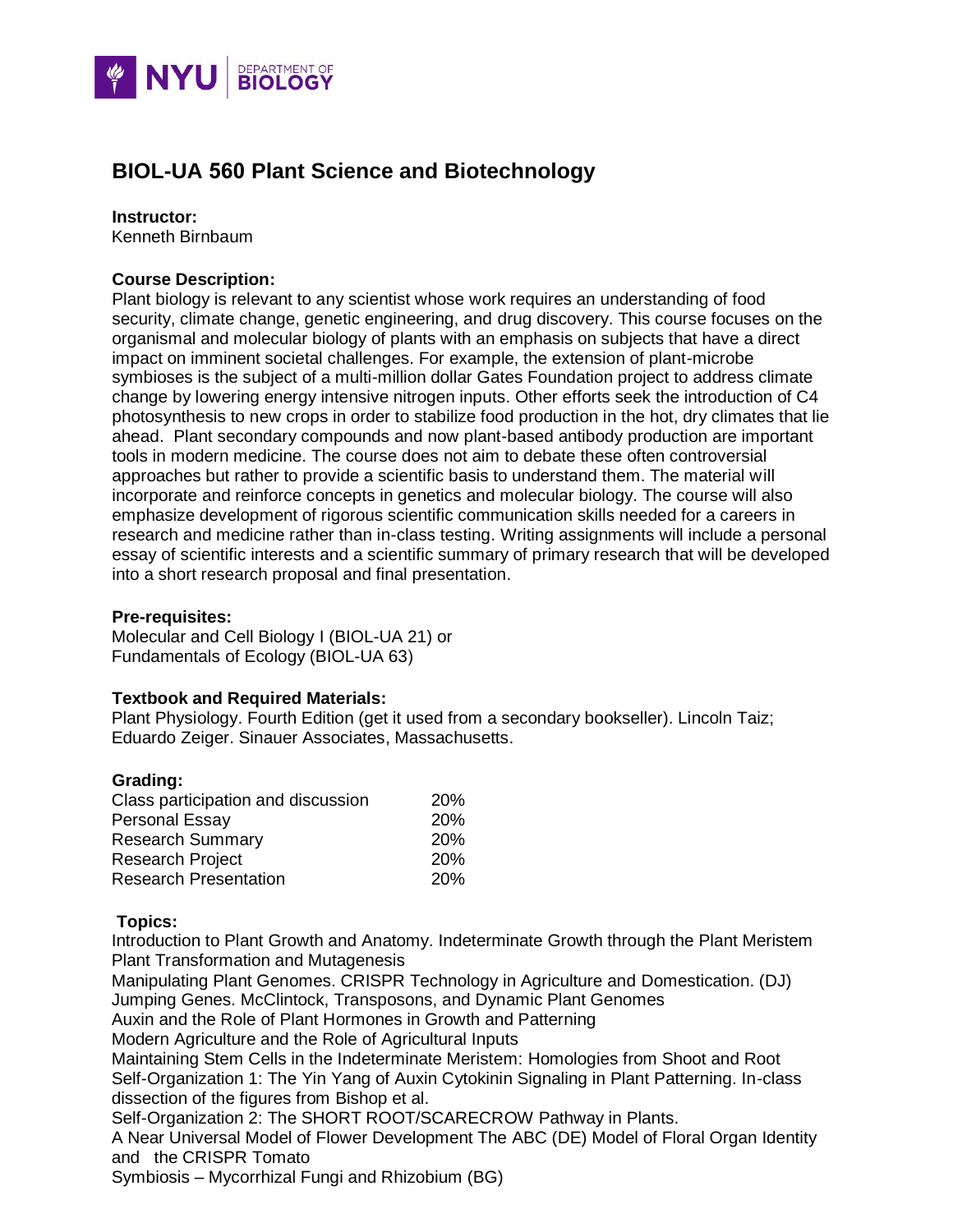NYU | DEPARTMENT OF BIOLOGY

# BIOL-UA 560 Plant Science and Biotechnology

**Instructor:**
Kenneth Birnbaum

**Course Description:**
Plant biology is relevant to any scientist whose work requires an understanding of food security, climate change, genetic engineering, and drug discovery. This course focuses on the organismal and molecular biology of plants with an emphasis on subjects that have a direct impact on imminent societal challenges. For example, the extension of plant-microbe symbioses is the subject of a multi-million dollar Gates Foundation project to address climate change by lowering energy intensive nitrogen inputs. Other efforts seek the introduction of C4 photosynthesis to new crops in order to stabilize food production in the hot, dry climates that lie ahead. Plant secondary compounds and now plant-based antibody production are important tools in modern medicine. The course does not aim to debate these often controversial approaches but rather to provide a scientific basis to understand them. The material will incorporate and reinforce concepts in genetics and molecular biology. The course will also emphasize development of rigorous scientific communication skills needed for a careers in research and medicine rather than in-class testing. Writing assignments will include a personal essay of scientific interests and a scientific summary of primary research that will be developed into a short research proposal and final presentation.

**Pre-requisites:**
Molecular and Cell Biology I (BIOL-UA 21) or
Fundamentals of Ecology (BIOL-UA 63)

**Textbook and Required Materials:**
Plant Physiology. Fourth Edition (get it used from a secondary bookseller). Lincoln Taiz; Eduardo Zeiger. Sinauer Associates, Massachusetts.

**Grading:**

| | |
|---|---|
| Class participation and discussion | 20% |
| Personal Essay | 20% |
| Research Summary | 20% |
| Research Project | 20% |
| Research Presentation | 20% |

**Topics:**
Introduction to Plant Growth and Anatomy. Indeterminate Growth through the Plant Meristem
Plant Transformation and Mutagenesis
Manipulating Plant Genomes. CRISPR Technology in Agriculture and Domestication. (DJ)
Jumping Genes. McClintock, Transposons, and Dynamic Plant Genomes
Auxin and the Role of Plant Hormones in Growth and Patterning
Modern Agriculture and the Role of Agricultural Inputs
Maintaining Stem Cells in the Indeterminate Meristem: Homologies from Shoot and Root
Self-Organization 1: The Yin Yang of Auxin Cytokinin Signaling in Plant Patterning. In-class dissection of the figures from Bishop et al.
Self-Organization 2: The SHORT ROOT/SCARECROW Pathway in Plants.
A Near Universal Model of Flower Development The ABC (DE) Model of Floral Organ Identity and the CRISPR Tomato
Symbiosis – Mycorrhizal Fungi and Rhizobium (BG)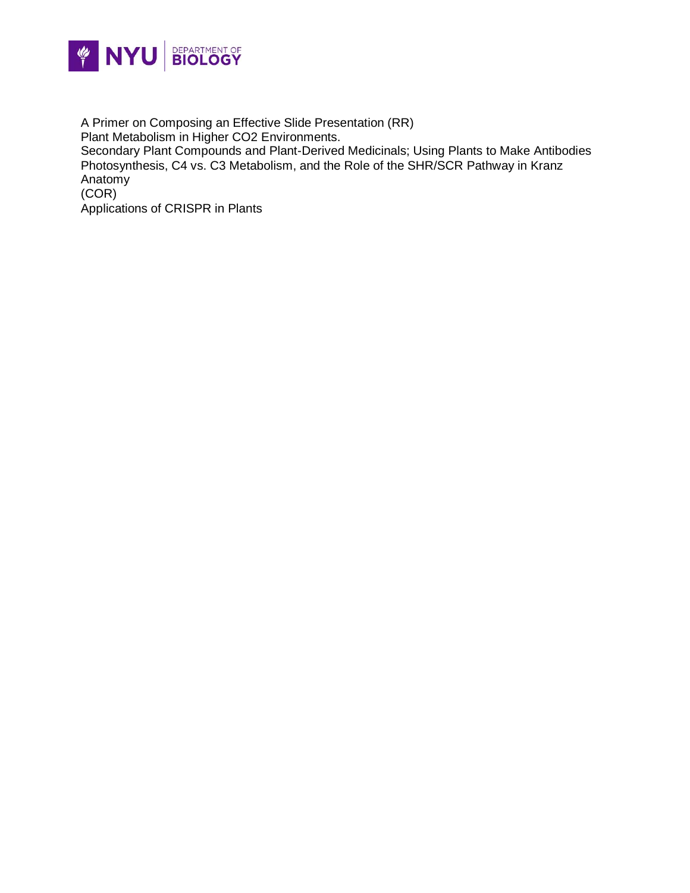A Primer on Composing an Effective Slide Presentation (RR)
Plant Metabolism in Higher $CO_2$ Environments.
Secondary Plant Compounds and Plant-Derived Medicinals; Using Plants to Make Antibodies
Photosynthesis, C4 vs. C3 Metabolism, and the Role of the SHR/SCR Pathway in Kranz Anatomy
(COR)
Applications of CRISPR in Plants